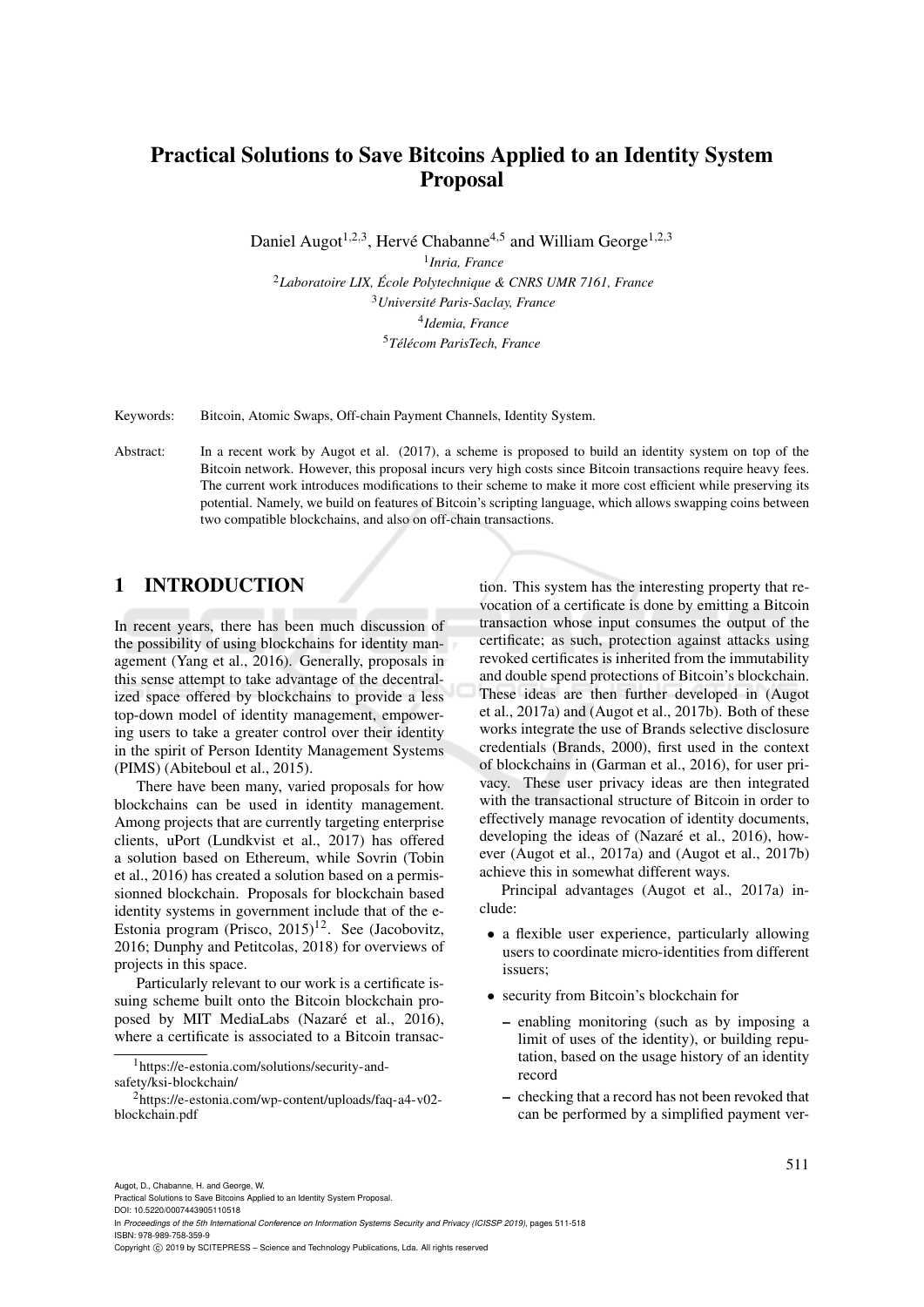# Practical Solutions to Save Bitcoins Applied to an Identity System Proposal

Daniel Augot[1,2,3], Hervé Chabanne[4,5] and William George[1,2,3]

[1] *Inria, France*
[2] *Laboratoire LIX, École Polytechnique & CNRS UMR 7161, France*
[3] *Université Paris-Saclay, France*
[4] *Idemia, France*
[5] *Télécom ParisTech, France*

Keywords: Bitcoin, Atomic Swaps, Off-chain Payment Channels, Identity System.

Abstract: In a recent work by Augot et al. (2017), a scheme is proposed to build an identity system on top of the Bitcoin network. However, this proposal incurs very high costs since Bitcoin transactions require heavy fees. The current work introduces modifications to their scheme to make it more cost efficient while preserving its potential. Namely, we build on features of Bitcoin's scripting language, which allows swapping coins between two compatible blockchains, and also on off-chain transactions.

## 1 INTRODUCTION

In recent years, there has been much discussion of the possibility of using blockchains for identity management (Yang et al., 2016). Generally, proposals in this sense attempt to take advantage of the decentralized space offered by blockchains to provide a less top-down model of identity management, empowering users to take a greater control over their identity in the spirit of Person Identity Management Systems (PIMS) (Abiteboul et al., 2015).

There have been many, varied proposals for how blockchains can be used in identity management. Among projects that are currently targeting enterprise clients, uPort (Lundkvist et al., 2017) has offered a solution based on Ethereum, while Sovrin (Tobin et al., 2016) has created a solution based on a permissionned blockchain. Proposals for blockchain based identity systems in government include that of the e-Estonia program (Prisco, 2015)[1][2]. See (Jacobovitz, 2016; Dunphy and Petitcolas, 2018) for overviews of projects in this space.

Particularly relevant to our work is a certificate issuing scheme built onto the Bitcoin blockchain proposed by MIT MediaLabs (Nazaré et al., 2016), where a certificate is associated to a Bitcoin transaction. This system has the interesting property that revocation of a certificate is done by emitting a Bitcoin transaction whose input consumes the output of the certificate; as such, protection against attacks using revoked certificates is inherited from the immutability and double spend protections of Bitcoin's blockchain. These ideas are then further developed in (Augot et al., 2017a) and (Augot et al., 2017b). Both of these works integrate the use of Brands selective disclosure credentials (Brands, 2000), first used in the context of blockchains in (Garman et al., 2016), for user privacy. These user privacy ideas are then integrated with the transactional structure of Bitcoin in order to effectively manage revocation of identity documents, developing the ideas of (Nazaré et al., 2016), however (Augot et al., 2017a) and (Augot et al., 2017b) achieve this in somewhat different ways.

Principal advantages (Augot et al., 2017a) include:

- a flexible user experience, particularly allowing users to coordinate micro-identities from different issuers;
- security from Bitcoin's blockchain for
  - enabling monitoring (such as by imposing a limit of uses of the identity), or building reputation, based on the usage history of an identity record
  - checking that a record has not been revoked that can be performed by a simplified payment ver-

[1] https://e-estonia.com/solutions/security-and-safety/ksi-blockchain/

[2] https://e-estonia.com/wp-content/uploads/faq-a4-v02-blockchain.pdf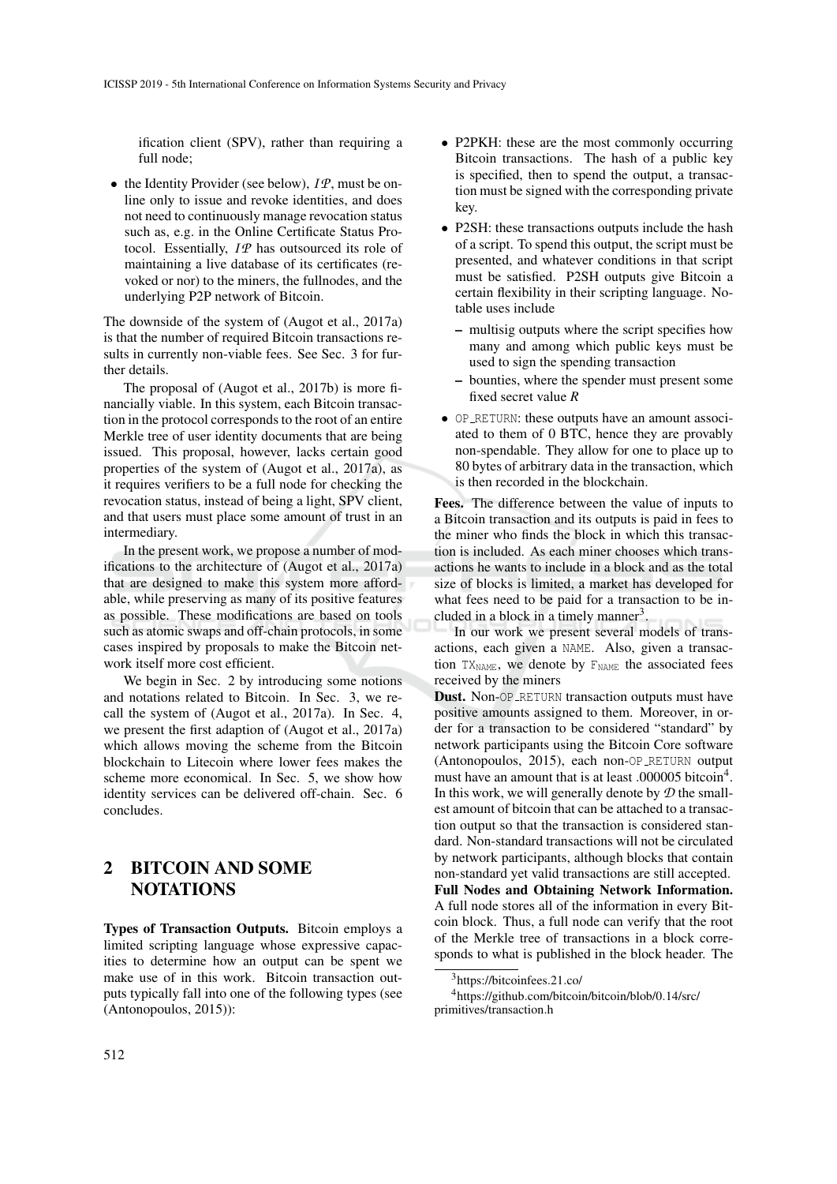ification client (SPV), rather than requiring a full node;

- the Identity Provider (see below), $\mathcal{IP}$, must be online only to issue and revoke identities, and does not need to continuously manage revocation status such as, e.g. in the Online Certificate Status Protocol. Essentially, $\mathcal{IP}$ has outsourced its role of maintaining a live database of its certificates (revoked or nor) to the miners, the fullnodes, and the underlying P2P network of Bitcoin.

The downside of the system of (Augot et al., 2017a) is that the number of required Bitcoin transactions results in currently non-viable fees. See Sec. 3 for further details.

The proposal of (Augot et al., 2017b) is more financially viable. In this system, each Bitcoin transaction in the protocol corresponds to the root of an entire Merkle tree of user identity documents that are being issued. This proposal, however, lacks certain good properties of the system of (Augot et al., 2017a), as it requires verifiers to be a full node for checking the revocation status, instead of being a light, SPV client, and that users must place some amount of trust in an intermediary.

In the present work, we propose a number of modifications to the architecture of (Augot et al., 2017a) that are designed to make this system more affordable, while preserving as many of its positive features as possible. These modifications are based on tools such as atomic swaps and off-chain protocols, in some cases inspired by proposals to make the Bitcoin network itself more cost efficient.

We begin in Sec. 2 by introducing some notions and notations related to Bitcoin. In Sec. 3, we recall the system of (Augot et al., 2017a). In Sec. 4, we present the first adaption of (Augot et al., 2017a) which allows moving the scheme from the Bitcoin blockchain to Litecoin where lower fees makes the scheme more economical. In Sec. 5, we show how identity services can be delivered off-chain. Sec. 6 concludes.

## 2 BITCOIN AND SOME NOTATIONS

**Types of Transaction Outputs.** Bitcoin employs a limited scripting language whose expressive capacities to determine how an output can be spent we make use of in this work. Bitcoin transaction outputs typically fall into one of the following types (see (Antonopoulos, 2015)):

- P2PKH: these are the most commonly occurring Bitcoin transactions. The hash of a public key is specified, then to spend the output, a transaction must be signed with the corresponding private key.
- P2SH: these transactions outputs include the hash of a script. To spend this output, the script must be presented, and whatever conditions in that script must be satisfied. P2SH outputs give Bitcoin a certain flexibility in their scripting language. Notable uses include
  - multisig outputs where the script specifies how many and among which public keys must be used to sign the spending transaction
  - bounties, where the spender must present some fixed secret value $R$
- `OP_RETURN`: these outputs have an amount associated to them of 0 BTC, hence they are provably non-spendable. They allow for one to place up to 80 bytes of arbitrary data in the transaction, which is then recorded in the blockchain.

**Fees.** The difference between the value of inputs to a Bitcoin transaction and its outputs is paid in fees to the miner who finds the block in which this transaction is included. As each miner chooses which transactions he wants to include in a block and as the total size of blocks is limited, a market has developed for what fees need to be paid for a transaction to be included in a block in a timely manner[3].

In our work we present several models of transactions, each given a `NAME`. Also, given a transaction $\mathtt{TX}_{\mathtt{NAME}}$, we denote by $\mathtt{F}_{\mathtt{NAME}}$ the associated fees received by the miners

**Dust.** Non-`OP_RETURN` transaction outputs must have positive amounts assigned to them. Moreover, in order for a transaction to be considered "standard" by network participants using the Bitcoin Core software (Antonopoulos, 2015), each non-`OP_RETURN` output must have an amount that is at least .000005 bitcoin[4]. In this work, we will generally denote by $\mathcal{D}$ the smallest amount of bitcoin that can be attached to a transaction output so that the transaction is considered standard. Non-standard transactions will not be circulated by network participants, although blocks that contain non-standard yet valid transactions are still accepted.

**Full Nodes and Obtaining Network Information.** A full node stores all of the information in every Bitcoin block. Thus, a full node can verify that the root of the Merkle tree of transactions in a block corresponds to what is published in the block header. The

[3] https://bitcoinfees.21.co/

[4] https://github.com/bitcoin/bitcoin/blob/0.14/src/primitives/transaction.h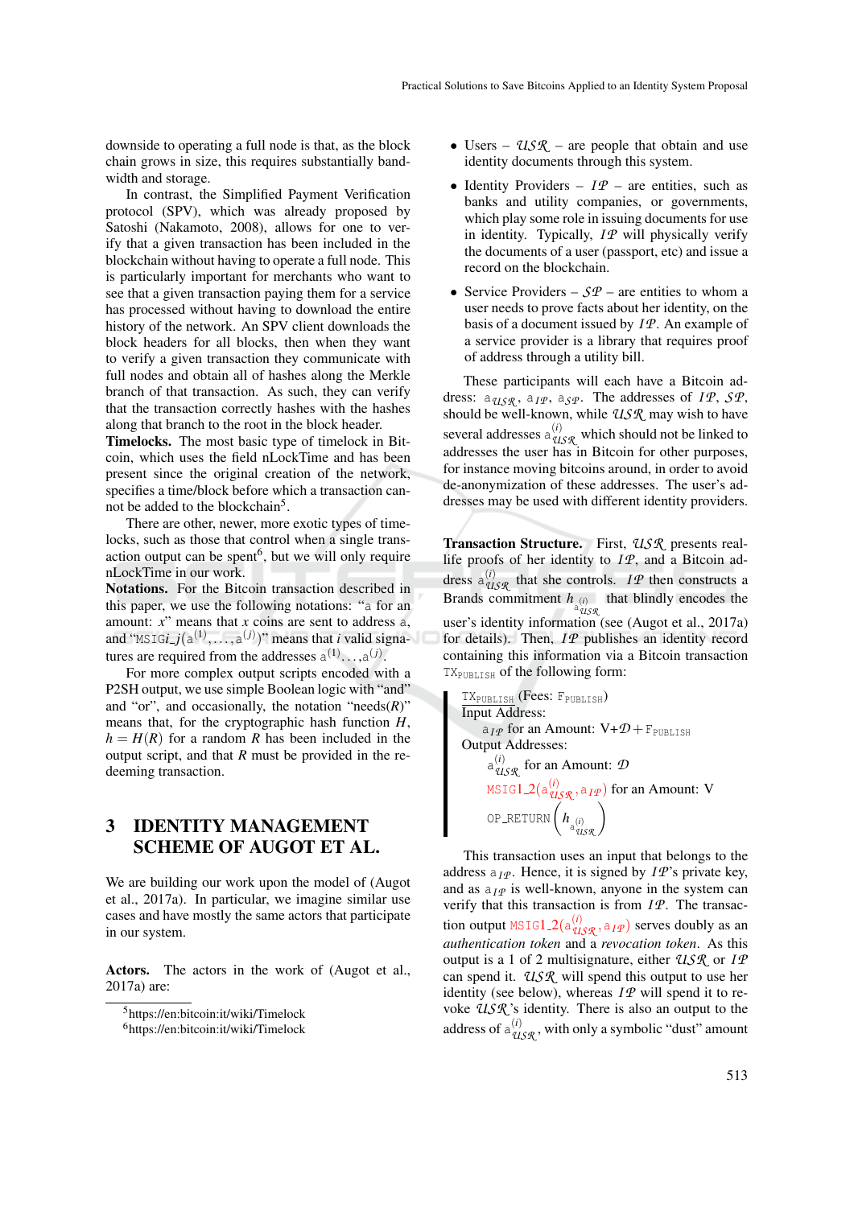downside to operating a full node is that, as the block chain grows in size, this requires substantially bandwidth and storage.

In contrast, the Simplified Payment Verification protocol (SPV), which was already proposed by Satoshi (Nakamoto, 2008), allows for one to verify that a given transaction has been included in the blockchain without having to operate a full node. This is particularly important for merchants who want to see that a given transaction paying them for a service has processed without having to download the entire history of the network. An SPV client downloads the block headers for all blocks, then when they want to verify a given transaction they communicate with full nodes and obtain all of hashes along the Merkle branch of that transaction. As such, they can verify that the transaction correctly hashes with the hashes along that branch to the root in the block header.

**Timelocks.** The most basic type of timelock in Bitcoin, which uses the field nLockTime and has been present since the original creation of the network, specifies a time/block before which a transaction cannot be added to the blockchain[5].

There are other, newer, more exotic types of timelocks, such as those that control when a single transaction output can be spent[6], but we will only require nLockTime in our work.

**Notations.** For the Bitcoin transaction described in this paper, we use the following notations: "a for an amount: $x$" means that $x$ coins are sent to address a, and "MSIG$i$_$j$($\mathtt{a}^{(1)},\ldots,\mathtt{a}^{(j)}$)" means that $i$ valid signatures are required from the addresses $\mathtt{a}^{(1)}\ldots,\mathtt{a}^{(j)}$.

For more complex output scripts encoded with a P2SH output, we use simple Boolean logic with "and" and "or", and occasionally, the notation "needs($R$)" means that, for the cryptographic hash function $H$, $h = H(R)$ for a random $R$ has been included in the output script, and that $R$ must be provided in the redeeming transaction.

## 3 IDENTITY MANAGEMENT SCHEME OF AUGOT ET AL.

We are building our work upon the model of (Augot et al., 2017a). In particular, we imagine similar use cases and have mostly the same actors that participate in our system.

**Actors.** The actors in the work of (Augot et al., 2017a) are:

- Users – $\mathcal{USR}$ – are people that obtain and use identity documents through this system.
- Identity Providers – $\mathcal{IP}$ – are entities, such as banks and utility companies, or governments, which play some role in issuing documents for use in identity. Typically, $\mathcal{IP}$ will physically verify the documents of a user (passport, etc) and issue a record on the blockchain.
- Service Providers – $\mathcal{SP}$ – are entities to whom a user needs to prove facts about her identity, on the basis of a document issued by $\mathcal{IP}$. An example of a service provider is a library that requires proof of address through a utility bill.

These participants will each have a Bitcoin address: $\mathtt{a}_{\mathcal{USR}}$, $\mathtt{a}_{\mathcal{IP}}$, $\mathtt{a}_{\mathcal{SP}}$. The addresses of $\mathcal{IP}$, $\mathcal{SP}$, should be well-known, while $\mathcal{USR}$ may wish to have several addresses $\mathtt{a}^{(i)}_{\mathcal{USR}}$ which should not be linked to addresses the user has in Bitcoin for other purposes, for instance moving bitcoins around, in order to avoid de-anonymization of these addresses. The user's addresses may be used with different identity providers.

**Transaction Structure.** First, $\mathcal{USR}$ presents real-life proofs of her identity to $\mathcal{IP}$, and a Bitcoin address $\mathtt{a}^{(i)}_{\mathcal{USR}}$ that she controls. $\mathcal{IP}$ then constructs a Brands commitment $h_{\mathtt{a}^{(i)}_{\mathcal{USR}}}$ that blindly encodes the user's identity information (see (Augot et al., 2017a) for details). Then, $\mathcal{IP}$ publishes an identity record containing this information via a Bitcoin transaction $\mathtt{TX}_{\mathtt{PUBLISH}}$ of the following form:

> $\mathtt{TX}_{\mathtt{PUBLISH}}$ (Fees: $\mathtt{F}_{\mathtt{PUBLISH}}$)
> Input Address:
> $\quad$ $\mathtt{a}_{\mathcal{IP}}$ for an Amount: $\mathrm{V}+\mathcal{D}+\mathtt{F}_{\mathtt{PUBLISH}}$
> Output Addresses:
> $\quad$ $\mathtt{a}^{(i)}_{\mathcal{USR}}$ for an Amount: $\mathcal{D}$
> $\quad$ MSIG1_2($\mathtt{a}^{(i)}_{\mathcal{USR}}, \mathtt{a}_{\mathcal{IP}}$) for an Amount: V
> $\quad$ OP_RETURN $\left(h_{\mathtt{a}^{(i)}_{\mathcal{USR}}}\right)$

This transaction uses an input that belongs to the address $\mathtt{a}_{\mathcal{IP}}$. Hence, it is signed by $\mathcal{IP}$'s private key, and as $\mathtt{a}_{\mathcal{IP}}$ is well-known, anyone in the system can verify that this transaction is from $\mathcal{IP}$. The transaction output MSIG1_2($\mathtt{a}^{(i)}_{\mathcal{USR}}, \mathtt{a}_{\mathcal{IP}}$) serves doubly as an *authentication token* and a *revocation token*. As this output is a 1 of 2 multisignature, either $\mathcal{USR}$ or $\mathcal{IP}$ can spend this output to use her identity (see below), whereas $\mathcal{IP}$ will spend it to revoke $\mathcal{USR}$'s identity. There is also an output to the address of $\mathtt{a}^{(i)}_{\mathcal{USR}}$, with only a symbolic "dust" amount

[5] https://en:bitcoin:it/wiki/Timelock
[6] https://en:bitcoin:it/wiki/Timelock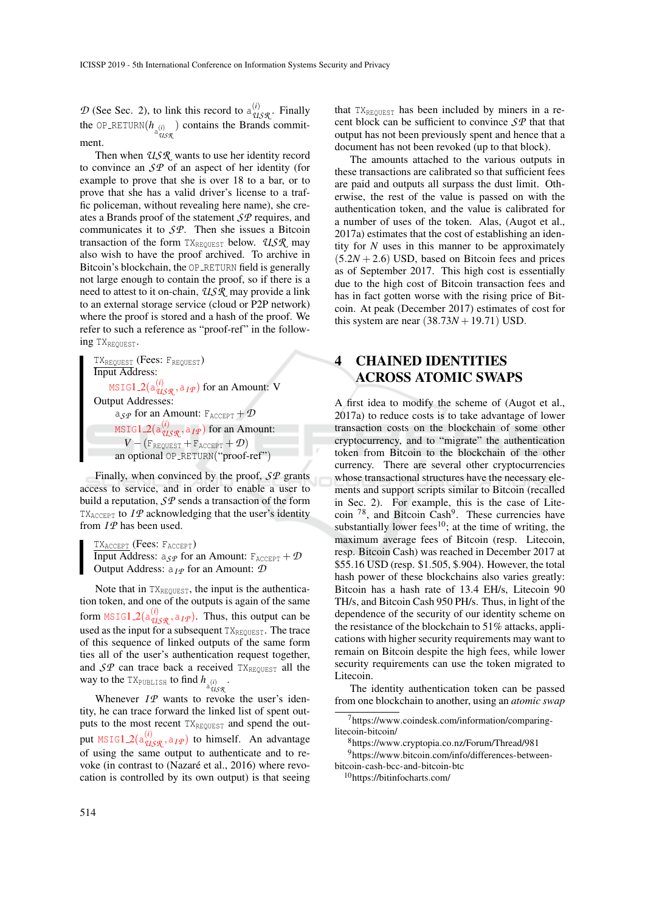$\mathcal{D}$ (See Sec. 2), to link this record to $a^{(i)}_{\mathcal{USR}}$. Finally the OP_RETURN($h_{a^{(i)}_{\mathcal{USR}}}$) contains the Brands commitment.

Then when $\mathcal{USR}$ wants to use her identity record to convince an $\mathcal{SP}$ of an aspect of her identity (for example to prove that she is over 18 to a bar, or to prove that she has a valid driver's license to a traffic policeman, without revealing here name), she creates a Brands proof of the statement $\mathcal{SP}$ requires, and communicates it to $\mathcal{SP}$. Then she issues a Bitcoin transaction of the form $\mathtt{TX}_{\mathtt{REQUEST}}$ below. $\mathcal{USR}$ may also wish to have the proof archived. To archive in Bitcoin's blockchain, the OP_RETURN field is generally not large enough to contain the proof, so if there is a need to attest to it on-chain, $\mathcal{USR}$ may provide a link to an external storage service (cloud or P2P network) where the proof is stored and a hash of the proof. We refer to such a reference as "proof-ref" in the following $\mathtt{TX}_{\mathtt{REQUEST}}$.

> $\mathtt{TX}_{\mathtt{REQUEST}}$ (Fees: $\mathtt{F}_{\mathtt{REQUEST}}$)
> Input Address:
> MSIG1_2($a^{(i)}_{\mathcal{USR}}, a_{\mathcal{IP}}$) for an Amount: V
> Output Addresses:
> $a_{\mathcal{SP}}$ for an Amount: $\mathtt{F}_{\mathtt{ACCEPT}} + \mathcal{D}$
> MSIG1_2($a^{(i)}_{\mathcal{USR}}, a_{\mathcal{IP}}$) for an Amount:
> $V - (\mathtt{F}_{\mathtt{REQUEST}} + \mathtt{F}_{\mathtt{ACCEPT}} + \mathcal{D})$
> an optional OP_RETURN("proof-ref")

Finally, when convinced by the proof, $\mathcal{SP}$ grants access to service, and in order to enable a user to build a reputation, $\mathcal{SP}$ sends a transaction of the form $\mathtt{TX}_{\mathtt{ACCEPT}}$ to $\mathcal{IP}$ acknowledging that the user's identity from $\mathcal{IP}$ has been used.

> $\mathtt{TX}_{\mathtt{ACCEPT}}$ (Fees: $\mathtt{F}_{\mathtt{ACCEPT}}$)
> Input Address: $a_{\mathcal{SP}}$ for an Amount: $\mathtt{F}_{\mathtt{ACCEPT}} + \mathcal{D}$
> Output Address: $a_{\mathcal{IP}}$ for an Amount: $\mathcal{D}$

Note that in $\mathtt{TX}_{\mathtt{REQUEST}}$, the input is the authentication token, and one of the outputs is again of the same form MSIG1_2($a^{(i)}_{\mathcal{USR}}, a_{\mathcal{IP}}$). Thus, this output can be used as the input for a subsequent $\mathtt{TX}_{\mathtt{REQUEST}}$. The trace of this sequence of linked outputs of the same form ties all of the user's authentication request together, and $\mathcal{SP}$ can trace back a received $\mathtt{TX}_{\mathtt{REQUEST}}$ all the way to the $\mathtt{TX}_{\mathtt{PUBLISH}}$ to find $h_{a^{(i)}_{\mathcal{USR}}}$.

Whenever $\mathcal{IP}$ wants to revoke the user's identity, he can trace forward the linked list of spent outputs to the most recent $\mathtt{TX}_{\mathtt{REQUEST}}$ and spend the output MSIG1_2($a^{(i)}_{\mathcal{USR}}, a_{\mathcal{IP}}$) to himself. An advantage of using the same output to authenticate and to revoke (in contrast to (Nazaré et al., 2016) where revocation is controlled by its own output) is that seeing that $\mathtt{TX}_{\mathtt{REQUEST}}$ has been included by miners in a recent block can be sufficient to convince $\mathcal{SP}$ that that output has not been previously spent and hence that a document has not been revoked (up to that block).

The amounts attached to the various outputs in these transactions are calibrated so that sufficient fees are paid and outputs all surpass the dust limit. Otherwise, the rest of the value is passed on with the authentication token, and the value is calibrated for a number of uses of the token. Alas, (Augot et al., 2017a) estimates that the cost of establishing an identity for $N$ uses in this manner to be approximately $(5.2N + 2.6)$ USD, based on Bitcoin fees and prices as of September 2017. This high cost is essentially due to the high cost of Bitcoin transaction fees and has in fact gotten worse with the rising price of Bitcoin. At peak (December 2017) estimates of cost for this system are near $(38.73N + 19.71)$ USD.

## 4 CHAINED IDENTITIES ACROSS ATOMIC SWAPS

A first idea to modify the scheme of (Augot et al., 2017a) to reduce costs is to take advantage of lower transaction costs on the blockchain of some other cryptocurrency, and to "migrate" the authentication token from Bitcoin to the blockchain of the other currency. There are several other cryptocurrencies whose transactional structures have the necessary elements and support scripts similar to Bitcoin (recalled in Sec. 2). For example, this is the case of Litecoin [7,8], and Bitcoin Cash[9]. These currencies have substantially lower fees[10]; at the time of writing, the maximum average fees of Bitcoin (resp. Litecoin, resp. Bitcoin Cash) was reached in December 2017 at \$55.16 USD (resp. \$1.505, \$.904). However, the total hash power of these blockchains also varies greatly: Bitcoin has a hash rate of 13.4 EH/s, Litecoin 90 TH/s, and Bitcoin Cash 950 PH/s. Thus, in light of the dependence of the security of our identity scheme on the resistance of the blockchain to 51% attacks, applications with higher security requirements may want to remain on Bitcoin despite the high fees, while lower security requirements can use the token migrated to Litecoin.

The identity authentication token can be passed from one blockchain to another, using an *atomic swap*

[7] https://www.coindesk.com/information/comparing-litecoin-bitcoin/

[8] https://www.cryptopia.co.nz/Forum/Thread/981

[9] https://www.bitcoin.com/info/differences-between-bitcoin-cash-bcc-and-bitcoin-btc

[10] https://bitinfocharts.com/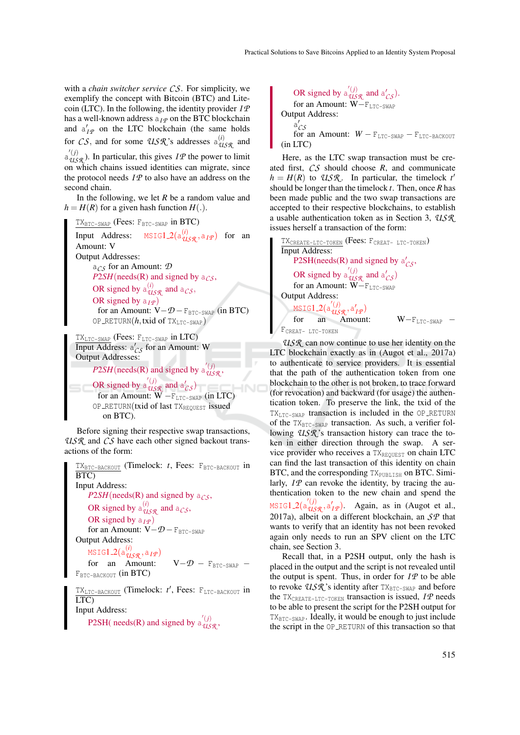with a *chain switcher service* $\mathcal{CS}$. For simplicity, we exemplify the concept with Bitcoin (BTC) and Litecoin (LTC). In the following, the identity provider $\mathcal{IP}$ has a well-known address $a_{\mathcal{IP}}$ on the BTC blockchain and $a'_{\mathcal{IP}}$ on the LTC blockchain (the same holds for $\mathcal{CS}$, and for some $\mathcal{USR}$'s addresses $a^{(i)}_{\mathcal{USR}}$ and $a'^{(j)}_{\mathcal{USR}}$). In particular, this gives $\mathcal{IP}$ the power to limit on which chains issued identities can migrate, since the protocol needs $\mathcal{IP}$ to also have an address on the second chain.

In the following, we let $R$ be a random value and $h = H(R)$ for a given hash function $H(.)$.

> $\underline{\texttt{TX}_{\texttt{BTC-SWAP}}}$ (Fees: $\texttt{F}_{\texttt{BTC-SWAP}}$ in BTC)
> Input Address: $\texttt{MSIG1\_2}(a^{(i)}_{\mathcal{USR}}, a_{\mathcal{IP}})$ for an Amount: V
> Output Addresses:
> $a_{\mathcal{CS}}$ for an Amount: $\mathcal{D}$
> *P2SH*(needs(R) and signed by $a_{\mathcal{CS}}$,
> OR signed by $a^{(i)}_{\mathcal{USR}}$ and $a_{\mathcal{CS}}$,
> OR signed by $a_{\mathcal{IP}}$)
> for an Amount: $\text{V} - \mathcal{D} - \texttt{F}_{\texttt{BTC-SWAP}}$ (in BTC)
> $\texttt{OP\_RETURN}(h, \text{txid of } \texttt{TX}_{\texttt{LTC-SWAP}})$

> $\underline{\texttt{TX}_{\texttt{LTC-SWAP}}}$ (Fees: $\texttt{F}_{\texttt{LTC-SWAP}}$ in LTC)
> Input Address: $a'_{\mathcal{CS}}$ for an Amount: W
> Output Addresses:
> *P2SH*(needs(R) and signed by $a'^{(j)}_{\mathcal{USR}}$,
> OR signed by $a'^{(j)}_{\mathcal{USR}}$ and $a'_{\mathcal{CS}}$)
> for an Amount: $\text{W} - \texttt{F}_{\texttt{LTC-SWAP}}$ (in LTC)
> $\texttt{OP\_RETURN}$(txid of last $\texttt{TX}_{\texttt{REQUEST}}$ issued on BTC).

Before signing their respective swap transactions, $\mathcal{USR}$ and $\mathcal{CS}$ have each other signed backout transactions of the form:

> $\underline{\texttt{TX}_{\texttt{BTC-BACKOUT}}}$ (Timelock: $t$, Fees: $\texttt{F}_{\texttt{BTC-BACKOUT}}$ in BTC)
> Input Address:
> *P2SH*(needs(R) and signed by $a_{\mathcal{CS}}$,
> OR signed by $a^{(i)}_{\mathcal{USR}}$ and $a_{\mathcal{CS}}$,
> OR signed by $a_{\mathcal{IP}}$)
> for an Amount: $\text{V} - \mathcal{D} - \texttt{F}_{\texttt{BTC-SWAP}}$
> Output Address:
> $\texttt{MSIG1\_2}(a^{(i)}_{\mathcal{USR}}, a_{\mathcal{IP}})$
> for an Amount: $\text{V} - \mathcal{D} - \texttt{F}_{\texttt{BTC-SWAP}} - \texttt{F}_{\texttt{BTC-BACKOUT}}$ (in BTC)

> $\underline{\texttt{TX}_{\texttt{LTC-BACKOUT}}}$ (Timelock: $t'$, Fees: $\texttt{F}_{\texttt{LTC-BACKOUT}}$ in LTC)
> Input Address:
> P2SH( needs(R) and signed by $a'^{(j)}_{\mathcal{USR}}$,
> OR signed by $a'^{(j)}_{\mathcal{USR}}$ and $a'_{\mathcal{CS}}$).
> for an Amount: $\text{W} - \texttt{F}_{\texttt{LTC-SWAP}}$
> Output Address:
> $a'_{\mathcal{CS}}$
> for an Amount: $W - \texttt{F}_{\texttt{LTC-SWAP}} - \texttt{F}_{\texttt{LTC-BACKOUT}}$
> (in LTC)

Here, as the LTC swap transaction must be created first, $\mathcal{CS}$ should choose $R$, and communicate $h = H(R)$ to $\mathcal{USR}$. In particular, the timelock $t'$ should be longer than the timelock $t$. Then, once $R$ has been made public and the two swap transactions are accepted to their respective blockchains, to establish a usable authentication token as in Section 3, $\mathcal{USR}$ issues herself a transaction of the form:

> $\underline{\texttt{TX}_{\texttt{CREATE-LTC-TOKEN}}}$ (Fees: $\texttt{F}_{\texttt{CREAT- LTC-TOKEN}}$)
> Input Address:
> P2SH(needs(R) and signed by $a'_{\mathcal{CS}}$,
> OR signed by $a'^{(j)}_{\mathcal{USR}}$ and $a'_{\mathcal{CS}}$)
> for an Amount: $\text{W} - \texttt{F}_{\texttt{LTC-SWAP}}$
> Output Address:
> $\texttt{MSIG1\_2}(a'^{(j)}_{\mathcal{USR}}, a'_{\mathcal{IP}})$
> for an Amount: $\text{W} - \texttt{F}_{\texttt{LTC-SWAP}} - \texttt{F}_{\texttt{CREAT- LTC-TOKEN}}$

$\mathcal{USR}$ can now continue to use her identity on the LTC blockchain exactly as in (Augot et al., 2017a) to authenticate to service providers. It is essential that the path of the authentication token from one blockchain to the other is not broken, to trace forward (for revocation) and backward (for usage) the authentication token. To preserve the link, the txid of the $\texttt{TX}_{\texttt{LTC-SWAP}}$ transaction is included in the $\texttt{OP\_RETURN}$ of the $\texttt{TX}_{\texttt{BTC-SWAP}}$ transaction. As such, a verifier following $\mathcal{USR}$'s transaction history can trace the token in either direction through the swap. A service provider who receives a $\texttt{TX}_{\texttt{REQUEST}}$ on chain LTC can find the last transaction of this identity on chain BTC, and the corresponding $\texttt{TX}_{\texttt{PUBLISH}}$ on BTC. Similarly, $\mathcal{IP}$ can revoke the identity, by tracing the authentication token to the new chain and spend the $\texttt{MSIG1\_2}(a'^{(j)}_{\mathcal{USR}}, a'_{\mathcal{IP}})$. Again, as in (Augot et al., 2017a), albeit on a different blockchain, an $\mathcal{SP}$ that wants to verify that an identity has not been revoked again only needs to run an SPV client on the LTC chain, see Section 3.

Recall that, in a P2SH output, only the hash is placed in the output and the script is not revealed until the output is spent. Thus, in order for $\mathcal{IP}$ to be able to revoke $\mathcal{USR}$'s identity after $\texttt{TX}_{\texttt{BTC-SWAP}}$ and before the $\texttt{TX}_{\texttt{CREATE-LTC-TOKEN}}$ transaction is issued, $\mathcal{IP}$ needs to be able to present the script for the P2SH output for $\texttt{TX}_{\texttt{BTC-SWAP}}$. Ideally, it would be enough to just include the script in the $\texttt{OP\_RETURN}$ of this transaction so that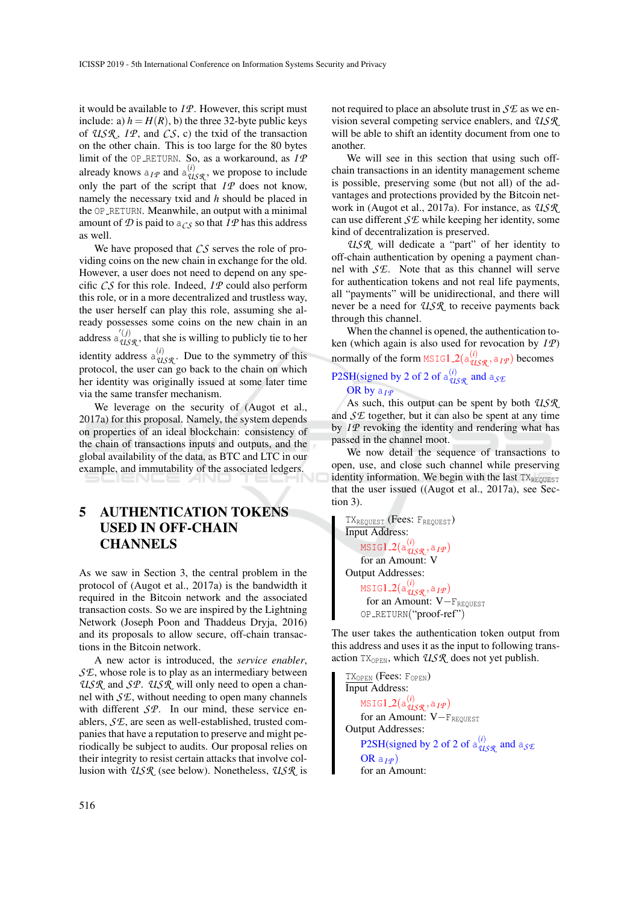it would be available to $\mathcal{IP}$. However, this script must include: a) $h = H(R)$, b) the three 32-byte public keys of $\mathcal{USR}$, $\mathcal{IP}$, and $\mathcal{CS}$, c) the txid of the transaction on the other chain. This is too large for the 80 bytes limit of the `OP_RETURN`. So, as a workaround, as $\mathcal{IP}$ already knows $\mathtt{a}_{\mathcal{IP}}$ and $\mathtt{a}^{(i)}_{\mathcal{USR}}$, we propose to include only the part of the script that $\mathcal{IP}$ does not know, namely the necessary txid and $h$ should be placed in the `OP_RETURN`. Meanwhile, an output with a minimal amount of $\mathcal{D}$ is paid to $\mathtt{a}_{\mathcal{CS}}$ so that $\mathcal{IP}$ has this address as well.

We have proposed that $\mathcal{CS}$ serves the role of providing coins on the new chain in exchange for the old. However, a user does not need to depend on any specific $\mathcal{CS}$ for this role. Indeed, $\mathcal{IP}$ could also perform this role, or in a more decentralized and trustless way, the user herself can play this role, assuming she already possesses some coins on the new chain in an address $\mathtt{a}'^{(j)}_{\mathcal{USR}}$, that she is willing to publicly tie to her identity address $\mathtt{a}^{(i)}_{\mathcal{USR}}$. Due to the symmetry of this protocol, the user can go back to the chain on which her identity was originally issued at some later time via the same transfer mechanism.

We leverage on the security of (Augot et al., 2017a) for this proposal. Namely, the system depends on properties of an ideal blockchain: consistency of the chain of transactions inputs and outputs, and the global availability of the data, as BTC and LTC in our example, and immutability of the associated ledgers.

## 5 AUTHENTICATION TOKENS USED IN OFF-CHAIN CHANNELS

As we saw in Section 3, the central problem in the protocol of (Augot et al., 2017a) is the bandwidth it required in the Bitcoin network and the associated transaction costs. So we are inspired by the Lightning Network (Joseph Poon and Thaddeus Dryja, 2016) and its proposals to allow secure, off-chain transactions in the Bitcoin network.

A new actor is introduced, the *service enabler*, $\mathcal{SE}$, whose role is to play as an intermediary between $\mathcal{USR}$ and $\mathcal{SP}$. $\mathcal{USR}$ will only need to open a channel with $\mathcal{SE}$, without needing to open many channels with different $\mathcal{SP}$. In our mind, these service enablers, $\mathcal{SE}$, are seen as well-established, trusted companies that have a reputation to preserve and might periodically be subject to audits. Our proposal relies on their integrity to resist certain attacks that involve collusion with $\mathcal{USR}$ (see below). Nonetheless, $\mathcal{USR}$ is not required to place an absolute trust in $\mathcal{SE}$ as we envision several competing service enablers, and $\mathcal{USR}$ will be able to shift an identity document from one to another.

We will see in this section that using such off-chain transactions in an identity management scheme is possible, preserving some (but not all) of the advantages and protections provided by the Bitcoin network in (Augot et al., 2017a). For instance, as $\mathcal{USR}$ can use different $\mathcal{SE}$ while keeping her identity, some kind of decentralization is preserved.

$\mathcal{USR}$ will dedicate a "part" of her identity to off-chain authentication by opening a payment channel with $\mathcal{SE}$. Note that as this channel will serve for authentication tokens and not real life payments, all "payments" will be unidirectional, and there will never be a need for $\mathcal{USR}$ to receive payments back through this channel.

When the channel is opened, the authentication token (which again is also used for revocation by $\mathcal{IP}$) normally of the form `MSIG1_2`($\mathtt{a}^{(i)}_{\mathcal{USR}}, \mathtt{a}_{\mathcal{IP}}$) becomes

P2SH(signed by 2 of 2 of $\mathtt{a}^{(i)}_{\mathcal{USR}}$ and $\mathtt{a}_{\mathcal{SE}}$
OR by $\mathtt{a}_{\mathcal{IP}}$

As such, this output can be spent by both $\mathcal{USR}$ and $\mathcal{SE}$ together, but it can also be spent at any time by $\mathcal{IP}$ revoking the identity and rendering what has passed in the channel moot.

We now detail the sequence of transactions to open, use, and close such channel while preserving identity information. We begin with the last $\mathtt{TX}_{\mathtt{REQUEST}}$ that the user issued ((Augot et al., 2017a), see Section 3).

> $\underline{\mathtt{TX}_{\mathtt{REQUEST}}}$ (Fees: $\mathtt{F}_{\mathtt{REQUEST}}$)
> Input Address:
> `MSIG1_2`($\mathtt{a}^{(i)}_{\mathcal{USR}}, \mathtt{a}_{\mathcal{IP}}$)
> for an Amount: V
> Output Addresses:
> `MSIG1_2`($\mathtt{a}^{(i)}_{\mathcal{USR}}, \mathtt{a}_{\mathcal{IP}}$)
> for an Amount: V$-\mathtt{F}_{\mathtt{REQUEST}}$
> `OP_RETURN`("proof-ref")

The user takes the authentication token output from this address and uses it as the input to following transaction $\mathtt{TX}_{\mathtt{OPEN}}$, which $\mathcal{USR}$ does not yet publish.

> $\underline{\mathtt{TX}_{\mathtt{OPEN}}}$ (Fees: $\mathtt{F}_{\mathtt{OPEN}}$)
> Input Address:
> `MSIG1_2`($\mathtt{a}^{(i)}_{\mathcal{USR}}, \mathtt{a}_{\mathcal{IP}}$)
> for an Amount: V$-\mathtt{F}_{\mathtt{REQUEST}}$
> Output Addresses:
> P2SH(signed by 2 of 2 of $\mathtt{a}^{(i)}_{\mathcal{USR}}$ and $\mathtt{a}_{\mathcal{SE}}$
> OR $\mathtt{a}_{\mathcal{IP}}$)
> for an Amount: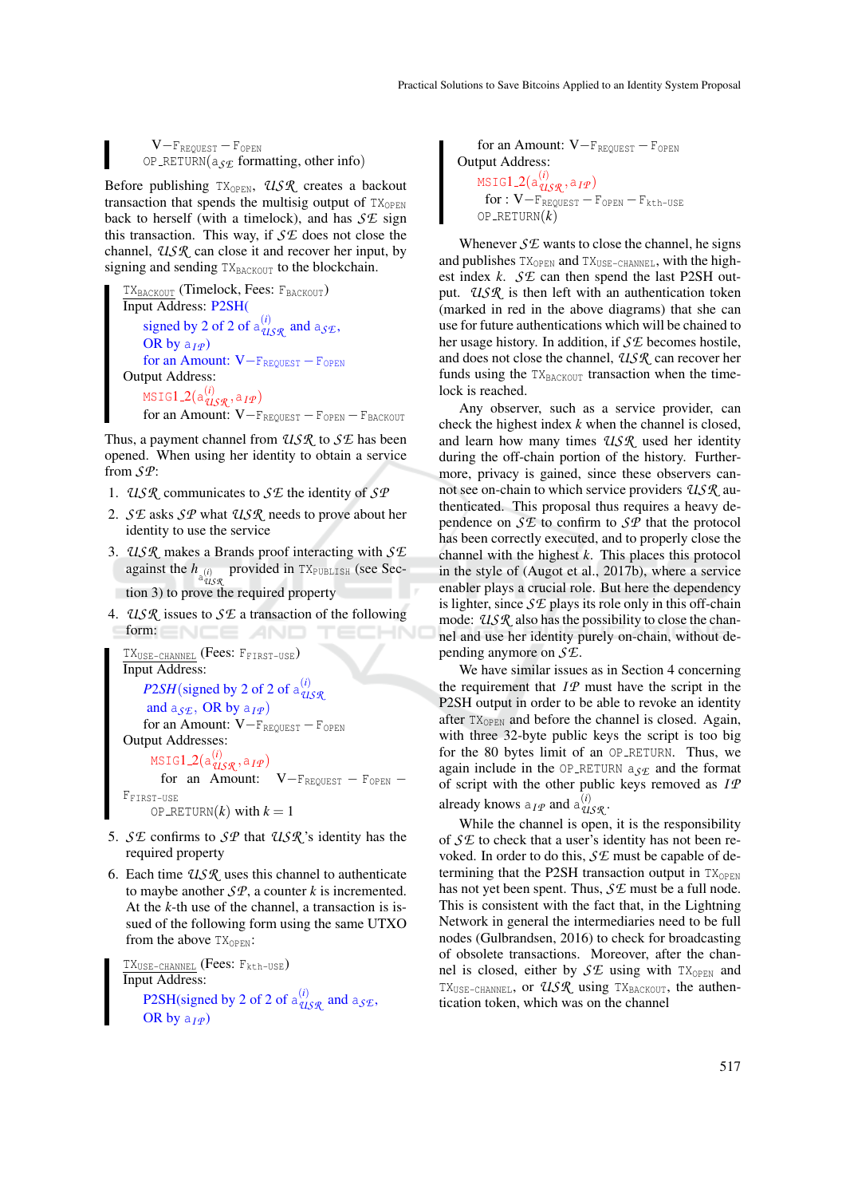$V - F_{REQUEST} - F_{OPEN}$
OP_RETURN($a_{\mathcal{SE}}$ formatting, other info)

Before publishing $TX_{OPEN}$, $\mathcal{USR}$ creates a backout transaction that spends the multisig output of $TX_{OPEN}$ back to herself (with a timelock), and has $\mathcal{SE}$ sign this transaction. This way, if $\mathcal{SE}$ does not close the channel, $\mathcal{USR}$ can close it and recover her input, by signing and sending $TX_{BACKOUT}$ to the blockchain.

$TX_{BACKOUT}$ (Timelock, Fees: $F_{BACKOUT}$)
Input Address: P2SH(
signed by 2 of 2 of $a^{(i)}_{\mathcal{USR}}$ and $a_{\mathcal{SE}}$,
OR by $a_{\mathcal{IP}}$)
for an Amount: $V - F_{REQUEST} - F_{OPEN}$
Output Address:
MSIG1_2($a^{(i)}_{\mathcal{USR}}, a_{\mathcal{IP}}$)
for an Amount: $V - F_{REQUEST} - F_{OPEN} - F_{BACKOUT}$

Thus, a payment channel from $\mathcal{USR}$ to $\mathcal{SE}$ has been opened. When using her identity to obtain a service from $\mathcal{SP}$:

1. $\mathcal{USR}$ communicates to $\mathcal{SE}$ the identity of $\mathcal{SP}$
2. $\mathcal{SE}$ asks $\mathcal{SP}$ what $\mathcal{USR}$ needs to prove about her identity to use the service
3. $\mathcal{USR}$ makes a Brands proof interacting with $\mathcal{SE}$ against the $h_{a^{(i)}_{\mathcal{USR}}}$ provided in $TX_{PUBLISH}$ (see Section 3) to prove the required property
4. $\mathcal{USR}$ issues to $\mathcal{SE}$ a transaction of the following form:

   $TX_{USE-CHANNEL}$ (Fees: $F_{FIRST-USE}$)
   Input Address:
   P2SH(signed by 2 of 2 of $a^{(i)}_{\mathcal{USR}}$ and $a_{\mathcal{SE}}$, OR by $a_{\mathcal{IP}}$)
   for an Amount: $V - F_{REQUEST} - F_{OPEN}$
   Output Addresses:
   MSIG1_2($a^{(i)}_{\mathcal{USR}}, a_{\mathcal{IP}}$)
   for an Amount: $V - F_{REQUEST} - F_{OPEN} - F_{FIRST-USE}$
   OP_RETURN($k$) with $k = 1$

5. $\mathcal{SE}$ confirms to $\mathcal{SP}$ that $\mathcal{USR}$'s identity has the required property
6. Each time $\mathcal{USR}$ uses this channel to authenticate to maybe another $\mathcal{SP}$, a counter $k$ is incremented. At the $k$-th use of the channel, a transaction is issued of the following form using the same UTXO from the above $TX_{OPEN}$:

   $TX_{USE-CHANNEL}$ (Fees: $F_{kth-USE}$)
   Input Address:
   P2SH(signed by 2 of 2 of $a^{(i)}_{\mathcal{USR}}$ and $a_{\mathcal{SE}}$, OR by $a_{\mathcal{IP}}$)
   for an Amount: $V - F_{REQUEST} - F_{OPEN}$
   Output Address:
   MSIG1_2($a^{(i)}_{\mathcal{USR}}, a_{\mathcal{IP}}$)
   for : $V - F_{REQUEST} - F_{OPEN} - F_{kth-USE}$
   OP_RETURN($k$)

Whenever $\mathcal{SE}$ wants to close the channel, he signs and publishes $TX_{OPEN}$ and $TX_{USE-CHANNEL}$, with the highest index $k$. $\mathcal{SE}$ can then spend the last P2SH output. $\mathcal{USR}$ is then left with an authentication token (marked in red in the above diagrams) that she can use for future authentications which will be chained to her usage history. In addition, if $\mathcal{SE}$ becomes hostile, and does not close the channel, $\mathcal{USR}$ can recover her funds using the $TX_{BACKOUT}$ transaction when the timelock is reached.

Any observer, such as a service provider, can check the highest index $k$ when the channel is closed, and learn how many times $\mathcal{USR}$ used her identity during the off-chain portion of the history. Furthermore, privacy is gained, since these observers cannot see on-chain to which service providers $\mathcal{USR}$ authenticated. This proposal thus requires a heavy dependence on $\mathcal{SE}$ to confirm to $\mathcal{SP}$ that the protocol has been correctly executed, and to properly close the channel with the highest $k$. This places this protocol in the style of (Augot et al., 2017b), where a service enabler plays a crucial role. But here the dependency is lighter, since $\mathcal{SE}$ plays its role only in this off-chain mode: $\mathcal{USR}$ also has the possibility to close the channel and use her identity purely on-chain, without depending anymore on $\mathcal{SE}$.

We have similar issues as in Section 4 concerning the requirement that $\mathcal{IP}$ must have the script in the P2SH output in order to be able to revoke an identity after $TX_{OPEN}$ and before the channel is closed. Again, with three 32-byte public keys the script is too big for the 80 bytes limit of an OP_RETURN. Thus, we again include in the OP_RETURN $a_{\mathcal{SE}}$ and the format of script with the other public keys removed as $\mathcal{IP}$ already knows $a_{\mathcal{IP}}$ and $a^{(i)}_{\mathcal{USR}}$.

While the channel is open, it is the responsibility of $\mathcal{SE}$ to check that a user's identity has not been revoked. In order to do this, $\mathcal{SE}$ must be capable of determining that the P2SH transaction output in $TX_{OPEN}$ has not yet been spent. Thus, $\mathcal{SE}$ must be a full node. This is consistent with the fact that, in the Lightning Network in general the intermediaries need to be full nodes (Gulbrandsen, 2016) to check for broadcasting of obsolete transactions. Moreover, after the channel is closed, either by $\mathcal{SE}$ using with $TX_{OPEN}$ and $TX_{USE-CHANNEL}$, or $\mathcal{USR}$ using $TX_{BACKOUT}$, the authentication token, which was on the channel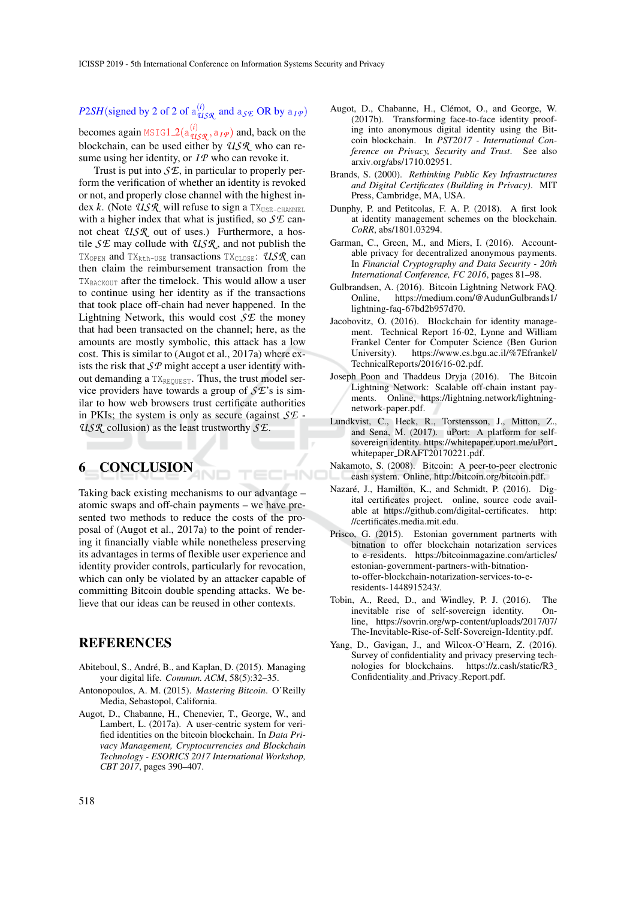P2SH(signed by 2 of 2 of $a_{\mathcal{USR}}^{(i)}$ and $a_{\mathcal{SE}}$ OR by $a_{\mathcal{IP}}$)

becomes again MSIG1_2($a_{\mathcal{USR}}^{(i)}, a_{\mathcal{IP}}$) and, back on the blockchain, can be used either by $\mathcal{USR}$ who can resume using her identity, or $\mathcal{IP}$ who can revoke it.

Trust is put into $\mathcal{SE}$, in particular to properly perform the verification of whether an identity is revoked or not, and properly close channel with the highest index $k$. (Note $\mathcal{USR}$ will refuse to sign a $\text{TX}_{\text{USE-CHANNEL}}$ with a higher index that what is justified, so $\mathcal{SE}$ cannot cheat $\mathcal{USR}$ out of uses.) Furthermore, a hostile $\mathcal{SE}$ may collude with $\mathcal{USR}$, and not publish the $\text{TX}_{\text{OPEN}}$ and $\text{TX}_{\text{kth-USE}}$ transactions $\text{TX}_{\text{CLOSE}}$: $\mathcal{USR}$ can then claim the reimbursement transaction from the $\text{TX}_{\text{BACKOUT}}$ after the timelock. This would allow a user to continue using her identity as if the transactions that took place off-chain had never happened. In the Lightning Network, this would cost $\mathcal{SE}$ the money that had been transacted on the channel; here, as the amounts are mostly symbolic, this attack has a low cost. This is similar to (Augot et al., 2017a) where exists the risk that $\mathcal{SP}$ might accept a user identity without demanding a $\text{TX}_{\text{REQUEST}}$. Thus, the trust model service providers have towards a group of $\mathcal{SE}$'s is similar to how web browsers trust certificate authorities in PKIs; the system is only as secure (against $\mathcal{SE}$ - $\mathcal{USR}$ collusion) as the least trustworthy $\mathcal{SE}$.

## 6 CONCLUSION

Taking back existing mechanisms to our advantage – atomic swaps and off-chain payments – we have presented two methods to reduce the costs of the proposal of (Augot et al., 2017a) to the point of rendering it financially viable while nonetheless preserving its advantages in terms of flexible user experience and identity provider controls, particularly for revocation, which can only be violated by an attacker capable of committing Bitcoin double spending attacks. We believe that our ideas can be reused in other contexts.

## REFERENCES

Abiteboul, S., André, B., and Kaplan, D. (2015). Managing your digital life. *Commun. ACM*, 58(5):32–35.

Antonopoulos, A. M. (2015). *Mastering Bitcoin*. O'Reilly Media, Sebastopol, California.

Augot, D., Chabanne, H., Chenevier, T., George, W., and Lambert, L. (2017a). A user-centric system for verified identities on the bitcoin blockchain. In *Data Privacy Management, Cryptocurrencies and Blockchain Technology - ESORICS 2017 International Workshop, CBT 2017*, pages 390–407.

Augot, D., Chabanne, H., Clémot, O., and George, W. (2017b). Transforming face-to-face identity proofing into anonymous digital identity using the Bitcoin blockchain. In *PST2017 - International Conference on Privacy, Security and Trust*. See also arxiv.org/abs/1710.02951.

Brands, S. (2000). *Rethinking Public Key Infrastructures and Digital Certificates (Building in Privacy)*. MIT Press, Cambridge, MA, USA.

Dunphy, P. and Petitcolas, F. A. P. (2018). A first look at identity management schemes on the blockchain. *CoRR*, abs/1801.03294.

Garman, C., Green, M., and Miers, I. (2016). Accountable privacy for decentralized anonymous payments. In *Financial Cryptography and Data Security - 20th International Conference, FC 2016*, pages 81–98.

Gulbrandsen, A. (2016). Bitcoin Lightning Network FAQ. Online, https://medium.com/@AudunGulbrands1/lightning-faq-67bd2b957d70.

Jacobovitz, O. (2016). Blockchain for identity management. Technical Report 16-02, Lynne and William Frankel Center for Computer Science (Ben Gurion University). https://www.cs.bgu.ac.il/%7Efrankel/TechnicalReports/2016/16-02.pdf.

Joseph Poon and Thaddeus Dryja (2016). The Bitcoin Lightning Network: Scalable off-chain instant payments. Online, https://lightning.network/lightning-network-paper.pdf.

Lundkvist, C., Heck, R., Torstensson, J., Mitton, Z., and Sena, M. (2017). uPort: A platform for self-sovereign identity. https://whitepaper.uport.me/uPort_whitepaper_DRAFT20170221.pdf.

Nakamoto, S. (2008). Bitcoin: A peer-to-peer electronic cash system. Online, http://bitcoin.org/bitcoin.pdf.

Nazaré, J., Hamilton, K., and Schmidt, P. (2016). Digital certificates project. online, source code available at https://github.com/digital-certificates. http://certificates.media.mit.edu.

Prisco, G. (2015). Estonian government partners with bitnation to offer blockchain notarization services to e-residents. https://bitcoinmagazine.com/articles/estonian-government-partners-with-bitnation-to-offer-blockchain-notarization-services-to-e-residents-1448915243/.

Tobin, A., Reed, D., and Windley, P. J. (2016). The inevitable rise of self-sovereign identity. Online, https://sovrin.org/wp-content/uploads/2017/07/The-Inevitable-Rise-of-Self-Sovereign-Identity.pdf.

Yang, D., Gavigan, J., and Wilcox-O'Hearn, Z. (2016). Survey of confidentiality and privacy preserving technologies for blockchains. https://z.cash/static/R3_Confidentiality_and_Privacy_Report.pdf.